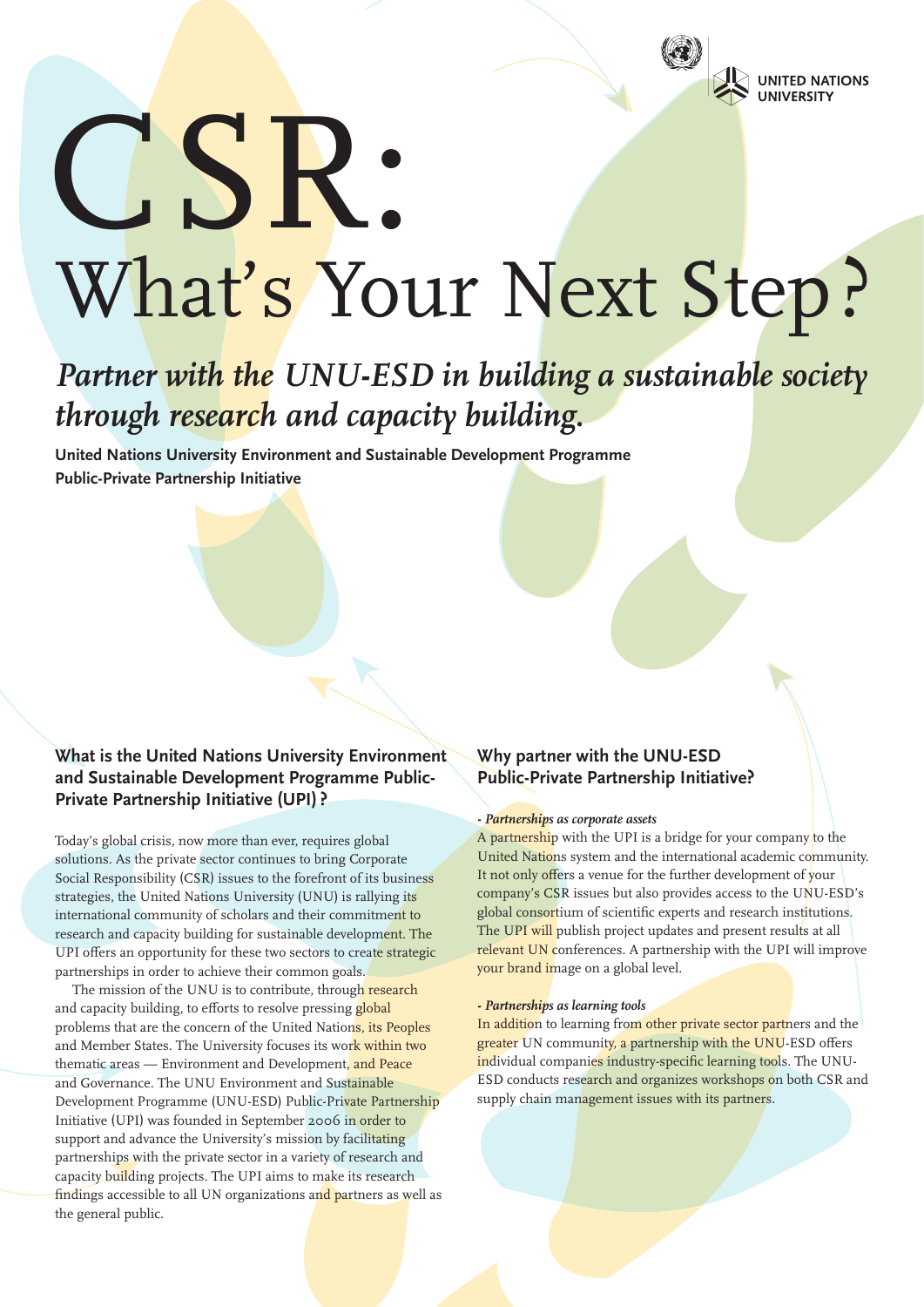UNITED NATIONS UNIVERSITY

# CSR: What's Your Next Step?

***Partner with the UNU-ESD in building a sustainable society through research and capacity building.***

**United Nations University Environment and Sustainable Development Programme Public-Private Partnership Initiative**

## What is the United Nations University Environment and Sustainable Development Programme Public-Private Partnership Initiative (UPI)?

Today's global crisis, now more than ever, requires global solutions. As the private sector continues to bring Corporate Social Responsibility (CSR) issues to the forefront of its business strategies, the United Nations University (UNU) is rallying its international community of scholars and their commitment to research and capacity building for sustainable development. The UPI offers an opportunity for these two sectors to create strategic partnerships in order to achieve their common goals.

The mission of the UNU is to contribute, through research and capacity building, to efforts to resolve pressing global problems that are the concern of the United Nations, its Peoples and Member States. The University focuses its work within two thematic areas — Environment and Development, and Peace and Governance. The UNU Environment and Sustainable Development Programme (UNU-ESD) Public-Private Partnership Initiative (UPI) was founded in September 2006 in order to support and advance the University's mission by facilitating partnerships with the private sector in a variety of research and capacity building projects. The UPI aims to make its research findings accessible to all UN organizations and partners as well as the general public.

## Why partner with the UNU-ESD Public-Private Partnership Initiative?

***- Partnerships as corporate assets***

A partnership with the UPI is a bridge for your company to the United Nations system and the international academic community. It not only offers a venue for the further development of your company's CSR issues but also provides access to the UNU-ESD's global consortium of scientific experts and research institutions. The UPI will publish project updates and present results at all relevant UN conferences. A partnership with the UPI will improve your brand image on a global level.

***- Partnerships as learning tools***

In addition to learning from other private sector partners and the greater UN community, a partnership with the UNU-ESD offers individual companies industry-specific learning tools. The UNU-ESD conducts research and organizes workshops on both CSR and supply chain management issues with its partners.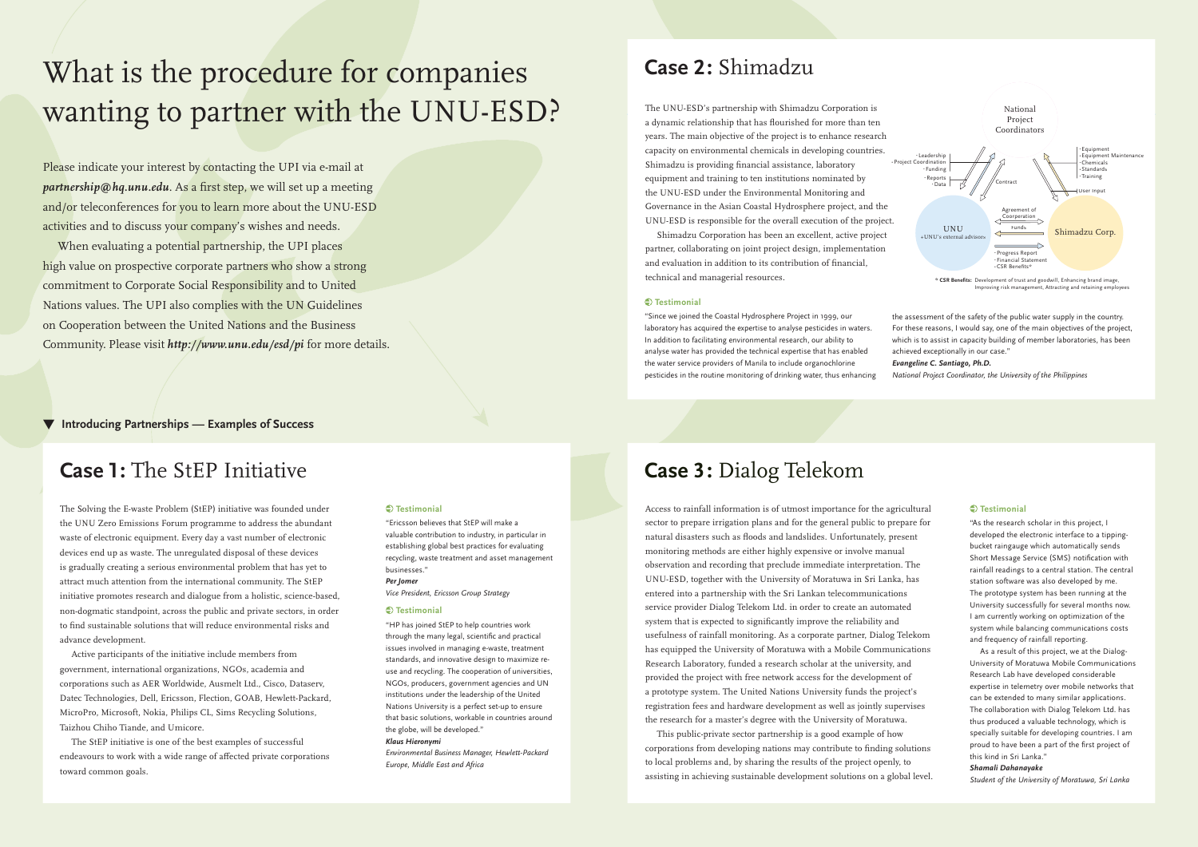# What is the procedure for companies wanting to partner with the UNU-ESD?

Please indicate your interest by contacting the UPI via e-mail at ***partnership@hq.unu.edu***. As a first step, we will set up a meeting and/or teleconferences for you to learn more about the UNU-ESD activities and to discuss your company's wishes and needs.

When evaluating a potential partnership, the UPI places high value on prospective corporate partners who show a strong commitment to Corporate Social Responsibility and to United Nations values. The UPI also complies with the UN Guidelines on Cooperation between the United Nations and the Business Community. Please visit ***http://www.unu.edu/esd/pi*** for more details.

▼ **Introducing Partnerships — Examples of Success**

## Case 1: The StEP Initiative

The Solving the E-waste Problem (StEP) initiative was founded under the UNU Zero Emissions Forum programme to address the abundant waste of electronic equipment. Every day a vast number of electronic devices end up as waste. The unregulated disposal of these devices is gradually creating a serious environmental problem that has yet to attract much attention from the international community. The StEP initiative promotes research and dialogue from a holistic, science-based, non-dogmatic standpoint, across the public and private sectors, in order to find sustainable solutions that will reduce environmental risks and advance development.

Active participants of the initiative include members from government, international organizations, NGOs, academia and corporations such as AER Worldwide, Ausmelt Ltd., Cisco, Dataserv, Datec Technologies, Dell, Ericsson, Flection, GOAB, Hewlett-Packard, MicroPro, Microsoft, Nokia, Philips CL, Sims Recycling Solutions, Taizhou Chiho Tiande, and Umicore.

The StEP initiative is one of the best examples of successful endeavours to work with a wide range of affected private corporations toward common goals.

**Testimonial**

"Ericsson believes that StEP will make a valuable contribution to industry, in particular in establishing global best practices for evaluating recycling, waste treatment and asset management businesses."

***Per Jomer***
*Vice President, Ericsson Group Strategy*

**Testimonial**

"HP has joined StEP to help countries work through the many legal, scientific and practical issues involved in managing e-waste, treatment standards, and innovative design to maximize re-use and recycling. The cooperation of universities, NGOs, producers, government agencies and UN institutions under the leadership of the United Nations University is a perfect set-up to ensure that basic solutions, workable in countries around the globe, will be developed."

***Klaus Hieronymi***
*Environmental Business Manager, Hewlett-Packard Europe, Middle East and Africa*

## Case 2: Shimadzu

The UNU-ESD's partnership with Shimadzu Corporation is a dynamic relationship that has flourished for more than ten years. The main objective of the project is to enhance research capacity on environmental chemicals in developing countries. Shimadzu is providing financial assistance, laboratory equipment and training to ten institutions nominated by the UNU-ESD under the Environmental Monitoring and Governance in the Asian Coastal Hydrosphere project, and the UNU-ESD is responsible for the overall execution of the project.

Shimadzu Corporation has been an excellent, active project partner, collaborating on joint project design, implementation and evaluation in addition to its contribution of financial, technical and managerial resources.

National Project Coordinators

UNU ‹UNU's external advisors›

Shimadzu Corp.

- UNU → National Project Coordinators: Leadership, Project Coordination, Funding
- National Project Coordinators → UNU: Reports, Data
- UNU ↔ National Project Coordinators: Contract
- Shimadzu Corp. → National Project Coordinators: Equipment, Equipment Maintenance, Chemicals, Standards, Training
- National Project Coordinators → Shimadzu Corp.: User Input
- UNU ↔ Shimadzu Corp.: Agreement of Coorperation
- Shimadzu Corp. → UNU: Funds
- UNU → Shimadzu Corp.: Progress Report, Financial Statement, CSR Benefits*

\* **CSR Benefits:** Development of trust and goodwill, Enhancing brand image, Improving risk management, Attracting and retaining employees

**Testimonial**

"Since we joined the Coastal Hydrosphere Project in 1999, our laboratory has acquired the expertise to analyse pesticides in waters. In addition to facilitating environmental research, our ability to analyse water has provided the technical expertise that has enabled the water service providers of Manila to include organochlorine pesticides in the routine monitoring of drinking water, thus enhancing the assessment of the safety of the public water supply in the country. For these reasons, I would say, one of the main objectives of the project, which is to assist in capacity building of member laboratories, has been achieved exceptionally in our case."

***Evangeline C. Santiago, Ph.D.***
*National Project Coordinator, the University of the Philippines*

## Case 3: Dialog Telekom

Access to rainfall information is of utmost importance for the agricultural sector to prepare irrigation plans and for the general public to prepare for natural disasters such as floods and landslides. Unfortunately, present monitoring methods are either highly expensive or involve manual observation and recording that preclude immediate interpretation. The UNU-ESD, together with the University of Moratuwa in Sri Lanka, has entered into a partnership with the Sri Lankan telecommunications service provider Dialog Telekom Ltd. in order to create an automated system that is expected to significantly improve the reliability and usefulness of rainfall monitoring. As a corporate partner, Dialog Telekom has equipped the University of Moratuwa with a Mobile Communications Research Laboratory, funded a research scholar at the university, and provided the project with free network access for the development of a prototype system. The United Nations University funds the project's registration fees and hardware development as well as jointly supervises the research for a master's degree with the University of Moratuwa.

This public-private sector partnership is a good example of how corporations from developing nations may contribute to finding solutions to local problems and, by sharing the results of the project openly, to assisting in achieving sustainable development solutions on a global level.

**Testimonial**

"As the research scholar in this project, I developed the electronic interface to a tipping-bucket raingauge which automatically sends Short Message Service (SMS) notification with rainfall readings to a central station. The central station software was also developed by me. The prototype system has been running at the University successfully for several months now. I am currently working on optimization of the system while balancing communications costs and frequency of rainfall reporting.

As a result of this project, we at the Dialog-University of Moratuwa Mobile Communications Research Lab have developed considerable expertise in telemetry over mobile networks that can be extended to many similar applications. The collaboration with Dialog Telekom Ltd. has thus produced a valuable technology, which is specially suitable for developing countries. I am proud to have been a part of the first project of this kind in Sri Lanka."

***Shamali Dahanayake***
*Student of the University of Moratuwa, Sri Lanka*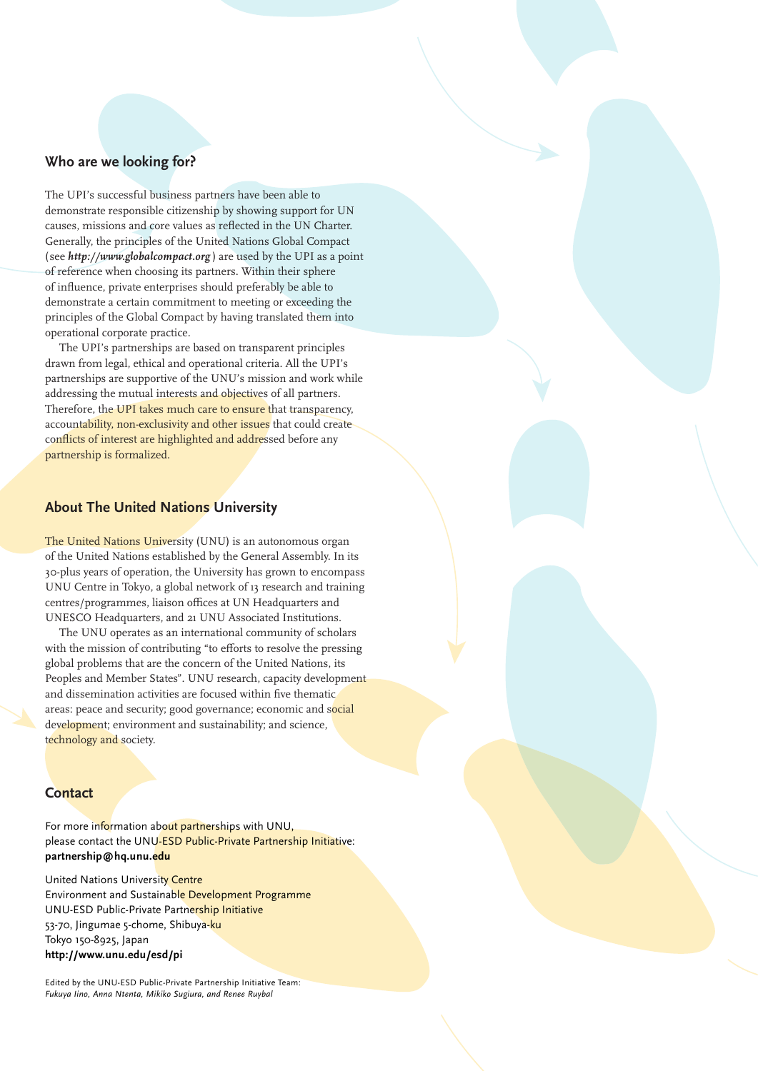## Who are we looking for?

The UPI's successful business partners have been able to demonstrate responsible citizenship by showing support for UN causes, missions and core values as reflected in the UN Charter. Generally, the principles of the United Nations Global Compact (see ***http://www.globalcompact.org***) are used by the UPI as a point of reference when choosing its partners. Within their sphere of influence, private enterprises should preferably be able to demonstrate a certain commitment to meeting or exceeding the principles of the Global Compact by having translated them into operational corporate practice.

The UPI's partnerships are based on transparent principles drawn from legal, ethical and operational criteria. All the UPI's partnerships are supportive of the UNU's mission and work while addressing the mutual interests and objectives of all partners. Therefore, the UPI takes much care to ensure that transparency, accountability, non-exclusivity and other issues that could create conflicts of interest are highlighted and addressed before any partnership is formalized.

## About The United Nations University

The United Nations University (UNU) is an autonomous organ of the United Nations established by the General Assembly. In its 30-plus years of operation, the University has grown to encompass UNU Centre in Tokyo, a global network of 13 research and training centres/programmes, liaison offices at UN Headquarters and UNESCO Headquarters, and 21 UNU Associated Institutions.

The UNU operates as an international community of scholars with the mission of contributing "to efforts to resolve the pressing global problems that are the concern of the United Nations, its Peoples and Member States". UNU research, capacity development and dissemination activities are focused within five thematic areas: peace and security; good governance; economic and social development; environment and sustainability; and science, technology and society.

## Contact

For more information about partnerships with UNU, please contact the UNU-ESD Public-Private Partnership Initiative:
**partnership@hq.unu.edu**

United Nations University Centre
Environment and Sustainable Development Programme
UNU-ESD Public-Private Partnership Initiative
53-70, Jingumae 5-chome, Shibuya-ku
Tokyo 150-8925, Japan
**http://www.unu.edu/esd/pi**

Edited by the UNU-ESD Public-Private Partnership Initiative Team:
*Fukuya Iino, Anna Ntenta, Mikiko Sugiura, and Renee Ruybal*